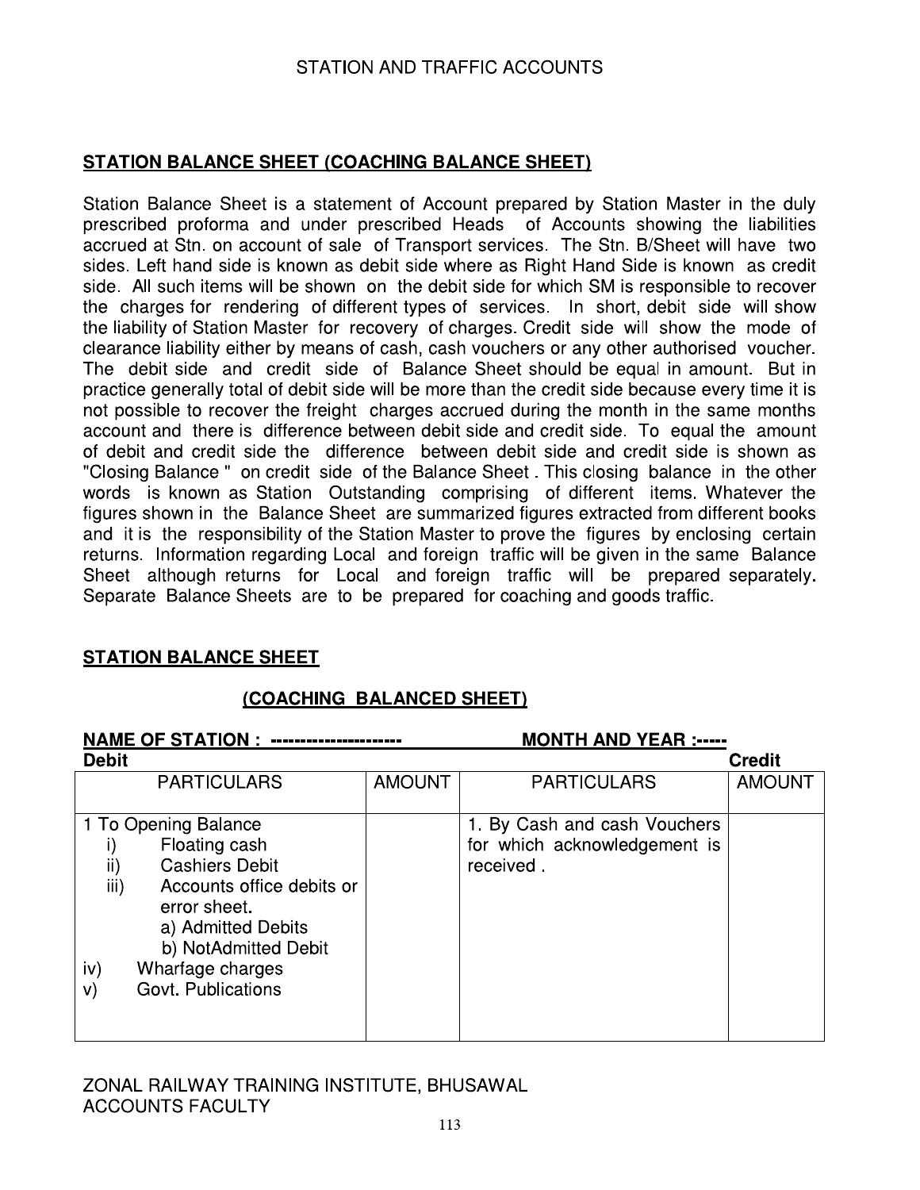STATION AND TRAFFIC ACCOUNTS

## STATION BALANCE SHEET (COACHING BALANCE SHEET)

Station Balance Sheet is a statement of Account prepared by Station Master in the duly prescribed proforma and under prescribed Heads of Accounts showing the liabilities accrued at Stn. on account of sale of Transport services. The Stn. B/Sheet will have two sides. Left hand side is known as debit side where as Right Hand Side is known as credit side. All such items will be shown on the debit side for which SM is responsible to recover the charges for rendering of different types of services. In short, debit side will show the liability of Station Master for recovery of charges. Credit side will show the mode of clearance liability either by means of cash, cash vouchers or any other authorised voucher. The debit side and credit side of Balance Sheet should be equal in amount. But in practice generally total of debit side will be more than the credit side because every time it is not possible to recover the freight charges accrued during the month in the same months account and there is difference between debit side and credit side. To equal the amount of debit and credit side the difference between debit side and credit side is shown as "Closing Balance " on credit side of the Balance Sheet . This closing balance in the other words is known as Station Outstanding comprising of different items. Whatever the figures shown in the Balance Sheet are summarized figures extracted from different books and it is the responsibility of the Station Master to prove the figures by enclosing certain returns. Information regarding Local and foreign traffic will be given in the same Balance Sheet although returns for Local and foreign traffic will be prepared separately. Separate Balance Sheets are to be prepared for coaching and goods traffic.

## STATION BALANCE SHEET

### (COACHING BALANCED SHEET)

**NAME OF STATION : ---------------------** **MONTH AND YEAR :-----**

**Debit** **Credit**

| PARTICULARS | AMOUNT | PARTICULARS | AMOUNT |
|---|---|---|---|
| 1 To Opening Balance<br>i) Floating cash<br>ii) Cashiers Debit<br>iii) Accounts office debits or error sheet.<br>a) Admitted Debits<br>b) NotAdmitted Debit<br>iv) Wharfage charges<br>v) Govt. Publications | | 1. By Cash and cash Vouchers for which acknowledgement is received . | |

ZONAL RAILWAY TRAINING INSTITUTE, BHUSAWAL
ACCOUNTS FACULTY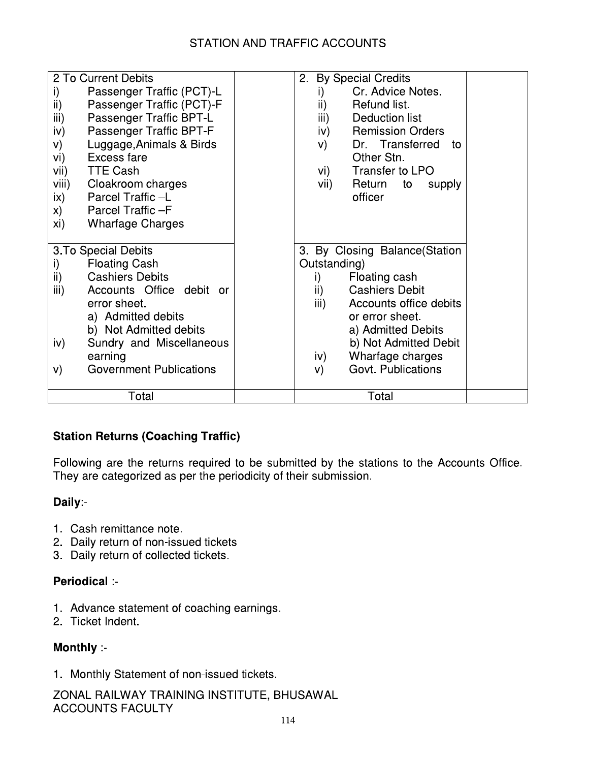# STATION AND TRAFFIC ACCOUNTS

| | | | |
|---|---|---|---|
| 2 To Current Debits<br>i) Passenger Traffic (PCT)-L<br>ii) Passenger Traffic (PCT)-F<br>iii) Passenger Traffic BPT-L<br>iv) Passenger Traffic BPT-F<br>v) Luggage,Animals & Birds<br>vi) Excess fare<br>vii) TTE Cash<br>viii) Cloakroom charges<br>ix) Parcel Traffic –L<br>x) Parcel Traffic –F<br>xi) Wharfage Charges | | 2. By Special Credits<br>i) Cr. Advice Notes.<br>ii) Refund list.<br>iii) Deduction list<br>iv) Remission Orders<br>v) Dr. Transferred to Other Stn.<br>vi) Transfer to LPO<br>vii) Return to supply officer | |
| 3.To Special Debits<br>i) Floating Cash<br>ii) Cashiers Debits<br>iii) Accounts Office debit or error sheet.<br>a) Admitted debits<br>b) Not Admitted debits<br>iv) Sundry and Miscellaneous earning<br>v) Government Publications | | 3. By Closing Balance(Station Outstanding)<br>i) Floating cash<br>ii) Cashiers Debit<br>iii) Accounts office debits or error sheet.<br>a) Admitted Debits<br>b) Not Admitted Debit<br>iv) Wharfage charges<br>v) Govt. Publications | |
| Total | | Total | |

**Station Returns (Coaching Traffic)**

Following are the returns required to be submitted by the stations to the Accounts Office. They are categorized as per the periodicity of their submission.

**Daily**:-

1. Cash remittance note.
2. Daily return of non-issued tickets
3. Daily return of collected tickets.

**Periodical** :-

1. Advance statement of coaching earnings.
2. Ticket Indent.

**Monthly** :-

1. Monthly Statement of non-issued tickets.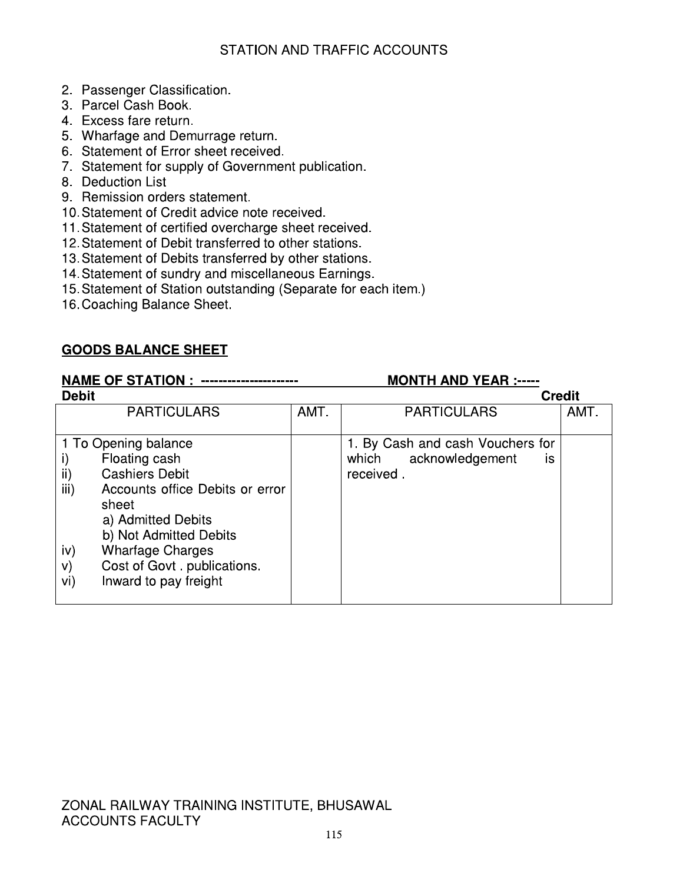2. Passenger Classification.
3. Parcel Cash Book.
4. Excess fare return.
5. Wharfage and Demurrage return.
6. Statement of Error sheet received.
7. Statement for supply of Government publication.
8. Deduction List
9. Remission orders statement.
10. Statement of Credit advice note received.
11. Statement of certified overcharge sheet received.
12. Statement of Debit transferred to other stations.
13. Statement of Debits transferred by other stations.
14. Statement of sundry and miscellaneous Earnings.
15. Statement of Station outstanding (Separate for each item.)
16. Coaching Balance Sheet.

**GOODS BALANCE SHEET**

**NAME OF STATION : ---------------------** **MONTH AND YEAR :-----**

**Debit** **Credit**

| PARTICULARS | AMT. | PARTICULARS | AMT. |
|---|---|---|---|
| 1 To Opening balance<br>i) Floating cash<br>ii) Cashiers Debit<br>iii) Accounts office Debits or error sheet<br>a) Admitted Debits<br>b) Not Admitted Debits<br>iv) Wharfage Charges<br>v) Cost of Govt . publications.<br>vi) Inward to pay freight | | 1. By Cash and cash Vouchers for which acknowledgement is received . | |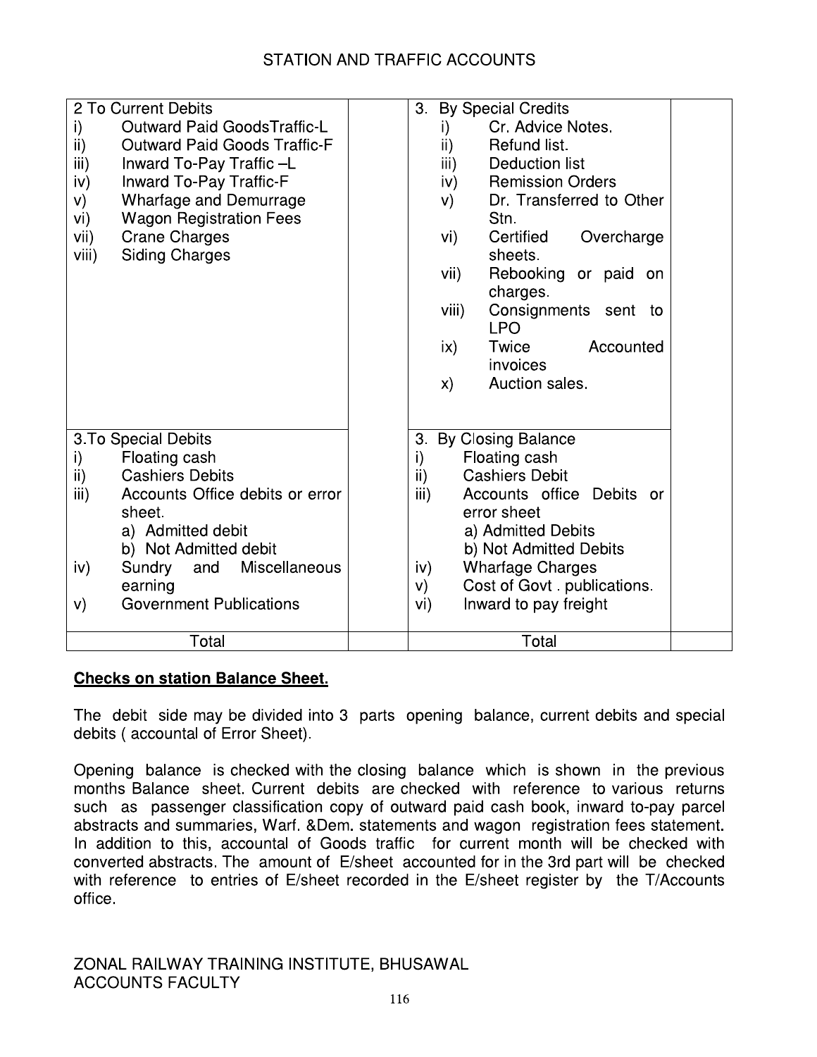| 2 To Current Debits<br>i) Outward Paid GoodsTraffic-L<br>ii) Outward Paid Goods Traffic-F<br>iii) Inward To-Pay Traffic –L<br>iv) Inward To-Pay Traffic-F<br>v) Wharfage and Demurrage<br>vi) Wagon Registration Fees<br>vii) Crane Charges<br>viii) Siding Charges | | 3. By Special Credits<br>i) Cr. Advice Notes.<br>ii) Refund list.<br>iii) Deduction list<br>iv) Remission Orders<br>v) Dr. Transferred to Other Stn.<br>vi) Certified Overcharge sheets.<br>vii) Rebooking or paid on charges.<br>viii) Consignments sent to LPO<br>ix) Twice Accounted invoices<br>x) Auction sales. | |
|---|---|---|---|
| 3.To Special Debits<br>i) Floating cash<br>ii) Cashiers Debits<br>iii) Accounts Office debits or error sheet.<br>a) Admitted debit<br>b) Not Admitted debit<br>iv) Sundry and Miscellaneous earning<br>v) Government Publications | | 3. By Closing Balance<br>i) Floating cash<br>ii) Cashiers Debit<br>iii) Accounts office Debits or error sheet<br>a) Admitted Debits<br>b) Not Admitted Debits<br>iv) Wharfage Charges<br>v) Cost of Govt . publications.<br>vi) Inward to pay freight | |
| Total | | Total | |

**Checks on station Balance Sheet.**

The debit side may be divided into 3 parts opening balance, current debits and special debits ( accountal of Error Sheet).

Opening balance is checked with the closing balance which is shown in the previous months Balance sheet. Current debits are checked with reference to various returns such as passenger classification copy of outward paid cash book, inward to-pay parcel abstracts and summaries, Warf. &Dem. statements and wagon registration fees statement. In addition to this, accountal of Goods traffic for current month will be checked with converted abstracts. The amount of E/sheet accounted for in the 3rd part will be checked with reference to entries of E/sheet recorded in the E/sheet register by the T/Accounts office.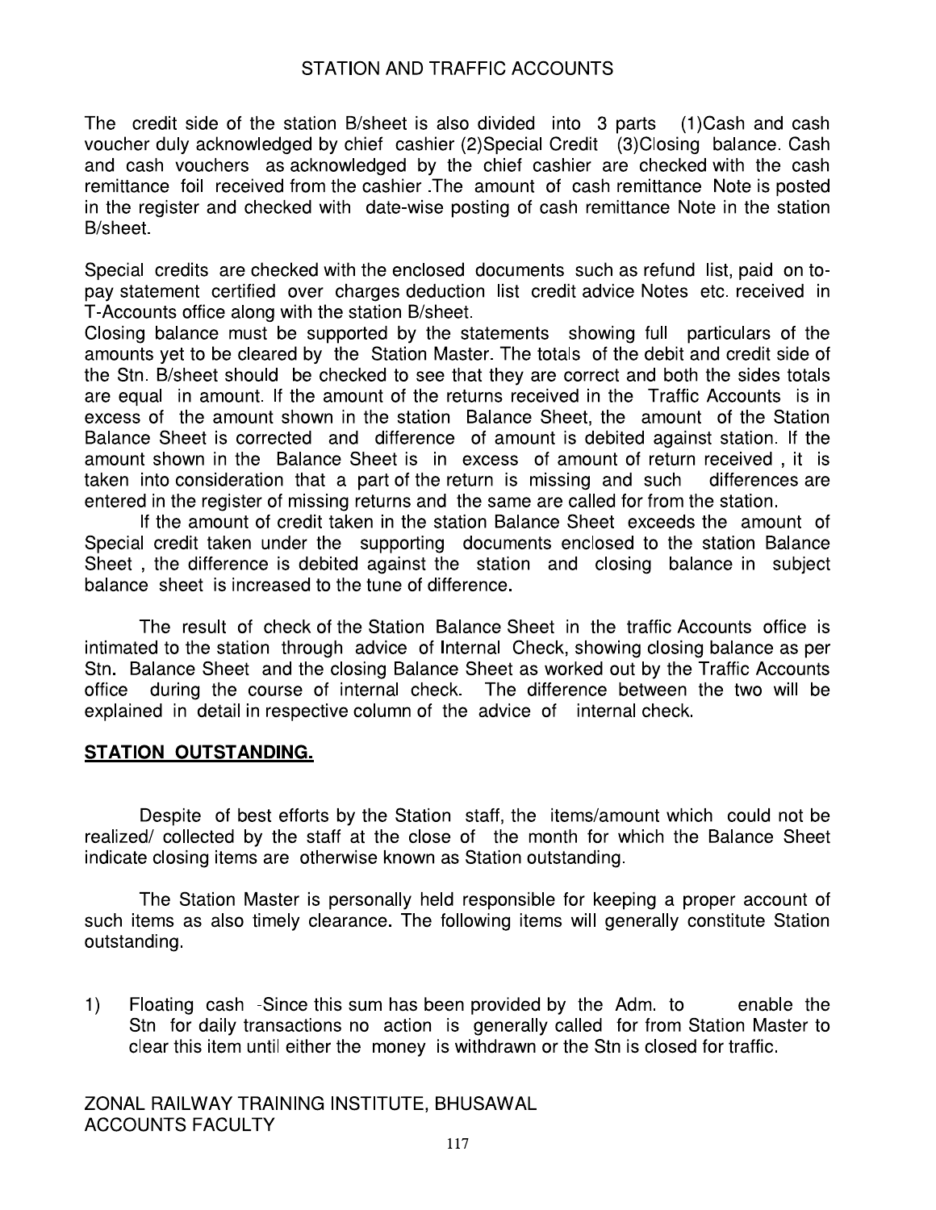The credit side of the station B/sheet is also divided into 3 parts (1)Cash and cash voucher duly acknowledged by chief cashier (2)Special Credit (3)Closing balance. Cash and cash vouchers as acknowledged by the chief cashier are checked with the cash remittance foil received from the cashier .The amount of cash remittance Note is posted in the register and checked with date-wise posting of cash remittance Note in the station B/sheet.

Special credits are checked with the enclosed documents such as refund list, paid on to-pay statement certified over charges deduction list credit advice Notes etc. received in T-Accounts office along with the station B/sheet.
Closing balance must be supported by the statements showing full particulars of the amounts yet to be cleared by the Station Master. The totals of the debit and credit side of the Stn. B/sheet should be checked to see that they are correct and both the sides totals are equal in amount. If the amount of the returns received in the Traffic Accounts is in excess of the amount shown in the station Balance Sheet, the amount of the Station Balance Sheet is corrected and difference of amount is debited against station. If the amount shown in the Balance Sheet is in excess of amount of return received , it is taken into consideration that a part of the return is missing and such differences are entered in the register of missing returns and the same are called for from the station.

If the amount of credit taken in the station Balance Sheet exceeds the amount of Special credit taken under the supporting documents enclosed to the station Balance Sheet , the difference is debited against the station and closing balance in subject balance sheet is increased to the tune of difference.

The result of check of the Station Balance Sheet in the traffic Accounts office is intimated to the station through advice of Internal Check, showing closing balance as per Stn. Balance Sheet and the closing Balance Sheet as worked out by the Traffic Accounts office during the course of internal check. The difference between the two will be explained in detail in respective column of the advice of internal check.

## STATION OUTSTANDING.

Despite of best efforts by the Station staff, the items/amount which could not be realized/ collected by the staff at the close of the month for which the Balance Sheet indicate closing items are otherwise known as Station outstanding.

The Station Master is personally held responsible for keeping a proper account of such items as also timely clearance. The following items will generally constitute Station outstanding.

1) Floating cash -Since this sum has been provided by the Adm. to enable the Stn for daily transactions no action is generally called for from Station Master to clear this item until either the money is withdrawn or the Stn is closed for traffic.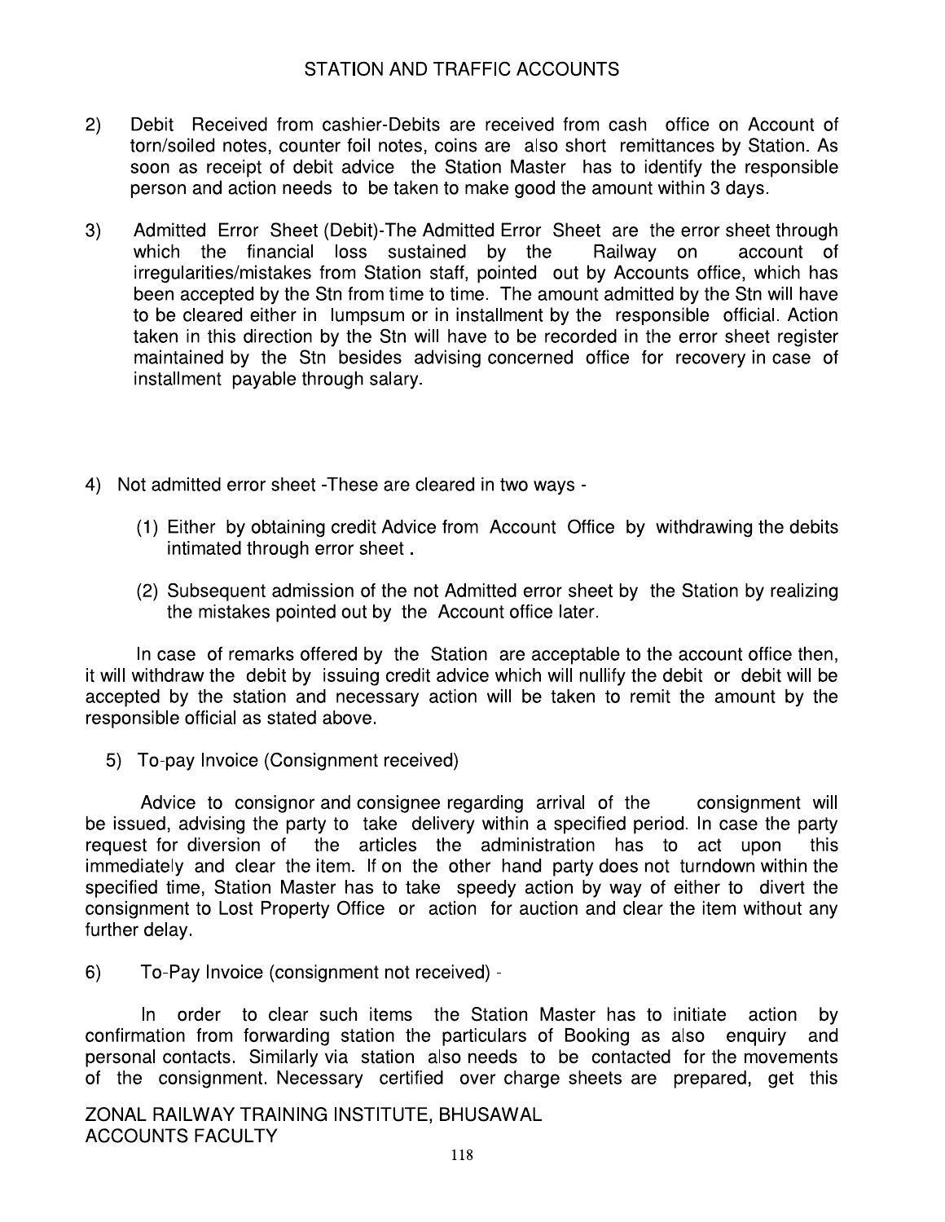2) Debit Received from cashier-Debits are received from cash office on Account of torn/soiled notes, counter foil notes, coins are also short remittances by Station. As soon as receipt of debit advice the Station Master has to identify the responsible person and action needs to be taken to make good the amount within 3 days.

3) Admitted Error Sheet (Debit)-The Admitted Error Sheet are the error sheet through which the financial loss sustained by the Railway on account of irregularities/mistakes from Station staff, pointed out by Accounts office, which has been accepted by the Stn from time to time. The amount admitted by the Stn will have to be cleared either in lumpsum or in installment by the responsible official. Action taken in this direction by the Stn will have to be recorded in the error sheet register maintained by the Stn besides advising concerned office for recovery in case of installment payable through salary.

4) Not admitted error sheet -These are cleared in two ways -

(1) Either by obtaining credit Advice from Account Office by withdrawing the debits intimated through error sheet .

(2) Subsequent admission of the not Admitted error sheet by the Station by realizing the mistakes pointed out by the Account office later.

In case of remarks offered by the Station are acceptable to the account office then, it will withdraw the debit by issuing credit advice which will nullify the debit or debit will be accepted by the station and necessary action will be taken to remit the amount by the responsible official as stated above.

5) To-pay Invoice (Consignment received)

Advice to consignor and consignee regarding arrival of the consignment will be issued, advising the party to take delivery within a specified period. In case the party request for diversion of the articles the administration has to act upon this immediately and clear the item. If on the other hand party does not turndown within the specified time, Station Master has to take speedy action by way of either to divert the consignment to Lost Property Office or action for auction and clear the item without any further delay.

6) To-Pay Invoice (consignment not received) -

In order to clear such items the Station Master has to initiate action by confirmation from forwarding station the particulars of Booking as also enquiry and personal contacts. Similarly via station also needs to be contacted for the movements of the consignment. Necessary certified over charge sheets are prepared, get this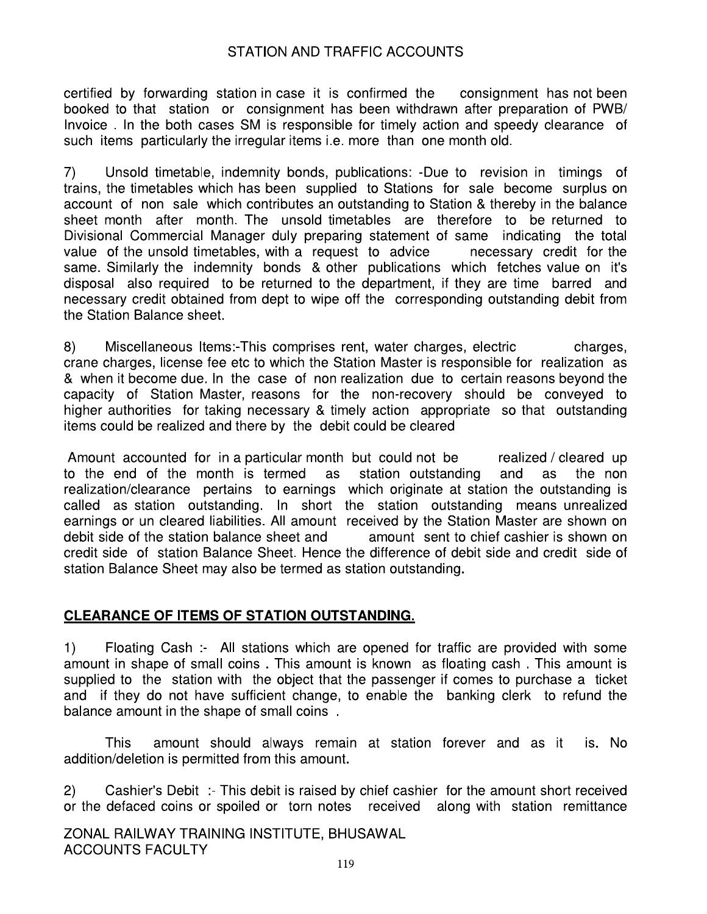certified by forwarding station in case it is confirmed the consignment has not been booked to that station or consignment has been withdrawn after preparation of PWB/ Invoice . In the both cases SM is responsible for timely action and speedy clearance of such items particularly the irregular items i.e. more than one month old.

7) Unsold timetable, indemnity bonds, publications: -Due to revision in timings of trains, the timetables which has been supplied to Stations for sale become surplus on account of non sale which contributes an outstanding to Station & thereby in the balance sheet month after month. The unsold timetables are therefore to be returned to Divisional Commercial Manager duly preparing statement of same indicating the total value of the unsold timetables, with a request to advice necessary credit for the same. Similarly the indemnity bonds & other publications which fetches value on it's disposal also required to be returned to the department, if they are time barred and necessary credit obtained from dept to wipe off the corresponding outstanding debit from the Station Balance sheet.

8) Miscellaneous Items:-This comprises rent, water charges, electric charges, crane charges, license fee etc to which the Station Master is responsible for realization as & when it become due. In the case of non realization due to certain reasons beyond the capacity of Station Master, reasons for the non-recovery should be conveyed to higher authorities for taking necessary & timely action appropriate so that outstanding items could be realized and there by the debit could be cleared

Amount accounted for in a particular month but could not be realized / cleared up to the end of the month is termed as station outstanding and as the non realization/clearance pertains to earnings which originate at station the outstanding is called as station outstanding. In short the station outstanding means unrealized earnings or un cleared liabilities. All amount received by the Station Master are shown on debit side of the station balance sheet and amount sent to chief cashier is shown on credit side of station Balance Sheet. Hence the difference of debit side and credit side of station Balance Sheet may also be termed as station outstanding.

## CLEARANCE OF ITEMS OF STATION OUTSTANDING.

1) Floating Cash :- All stations which are opened for traffic are provided with some amount in shape of small coins . This amount is known as floating cash . This amount is supplied to the station with the object that the passenger if comes to purchase a ticket and if they do not have sufficient change, to enable the banking clerk to refund the balance amount in the shape of small coins .

This amount should always remain at station forever and as it is. No addition/deletion is permitted from this amount.

2) Cashier's Debit :- This debit is raised by chief cashier for the amount short received or the defaced coins or spoiled or torn notes received along with station remittance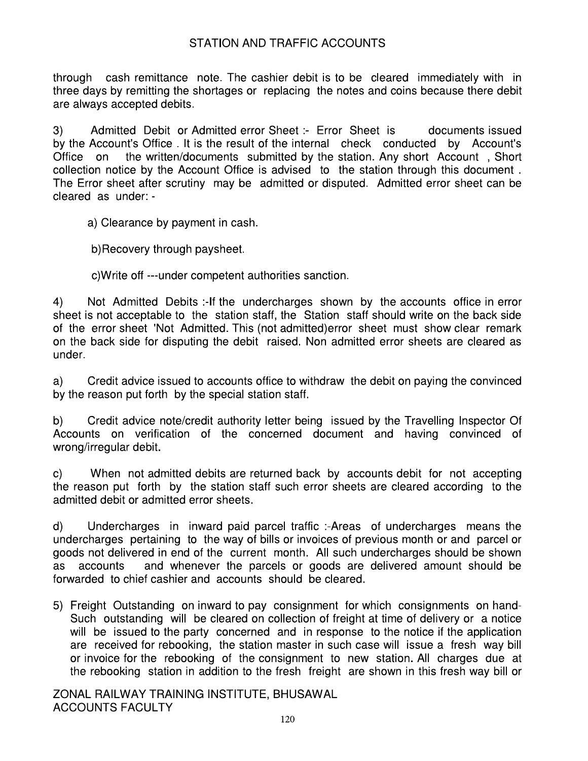through cash remittance note. The cashier debit is to be cleared immediately with in three days by remitting the shortages or replacing the notes and coins because there debit are always accepted debits.

3) Admitted Debit or Admitted error Sheet :- Error Sheet is documents issued by the Account's Office . It is the result of the internal check conducted by Account's Office on the written/documents submitted by the station. Any short Account , Short collection notice by the Account Office is advised to the station through this document . The Error sheet after scrutiny may be admitted or disputed. Admitted error sheet can be cleared as under: -

a) Clearance by payment in cash.

b)Recovery through paysheet.

c)Write off ---under competent authorities sanction.

4) Not Admitted Debits :-If the undercharges shown by the accounts office in error sheet is not acceptable to the station staff, the Station staff should write on the back side of the error sheet 'Not Admitted. This (not admitted)error sheet must show clear remark on the back side for disputing the debit raised. Non admitted error sheets are cleared as under.

a) Credit advice issued to accounts office to withdraw the debit on paying the convinced by the reason put forth by the special station staff.

b) Credit advice note/credit authority letter being issued by the Travelling Inspector Of Accounts on verification of the concerned document and having convinced of wrong/irregular debit.

c) When not admitted debits are returned back by accounts debit for not accepting the reason put forth by the station staff such error sheets are cleared according to the admitted debit or admitted error sheets.

d) Undercharges in inward paid parcel traffic :-Areas of undercharges means the undercharges pertaining to the way of bills or invoices of previous month or and parcel or goods not delivered in end of the current month. All such undercharges should be shown as accounts and whenever the parcels or goods are delivered amount should be forwarded to chief cashier and accounts should be cleared.

5) Freight Outstanding on inward to pay consignment for which consignments on hand- Such outstanding will be cleared on collection of freight at time of delivery or a notice will be issued to the party concerned and in response to the notice if the application are received for rebooking, the station master in such case will issue a fresh way bill or invoice for the rebooking of the consignment to new station. All charges due at the rebooking station in addition to the fresh freight are shown in this fresh way bill or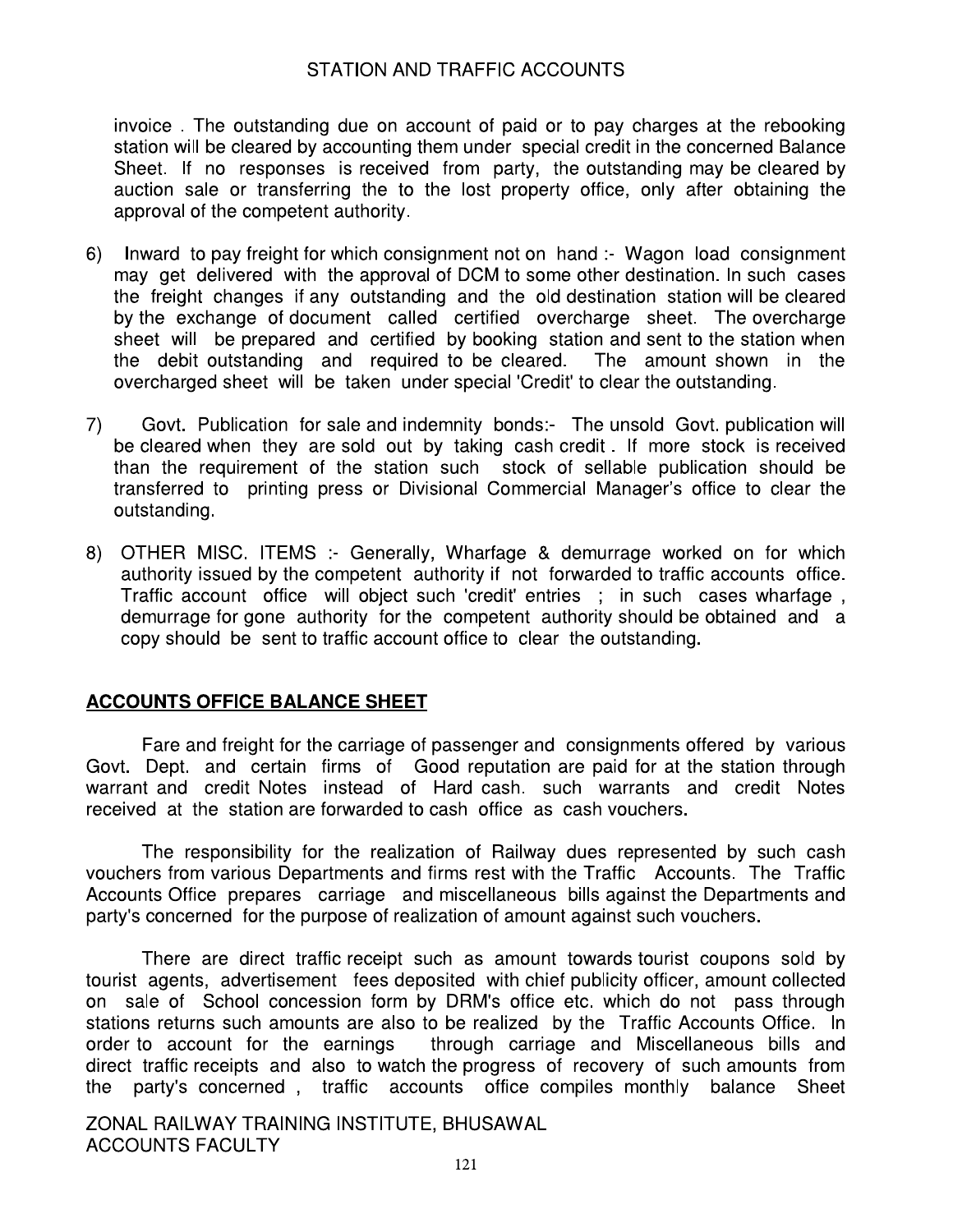invoice . The outstanding due on account of paid or to pay charges at the rebooking station will be cleared by accounting them under special credit in the concerned Balance Sheet. If no responses is received from party, the outstanding may be cleared by auction sale or transferring the to the lost property office, only after obtaining the approval of the competent authority.

6) Inward to pay freight for which consignment not on hand :- Wagon load consignment may get delivered with the approval of DCM to some other destination. In such cases the freight changes if any outstanding and the old destination station will be cleared by the exchange of document called certified overcharge sheet. The overcharge sheet will be prepared and certified by booking station and sent to the station when the debit outstanding and required to be cleared. The amount shown in the overcharged sheet will be taken under special 'Credit' to clear the outstanding.

7) Govt. Publication for sale and indemnity bonds:- The unsold Govt. publication will be cleared when they are sold out by taking cash credit . If more stock is received than the requirement of the station such stock of sellable publication should be transferred to printing press or Divisional Commercial Manager's office to clear the outstanding.

8) OTHER MISC. ITEMS :- Generally, Wharfage & demurrage worked on for which authority issued by the competent authority if not forwarded to traffic accounts office. Traffic account office will object such 'credit' entries ; in such cases wharfage , demurrage for gone authority for the competent authority should be obtained and a copy should be sent to traffic account office to clear the outstanding.

## ACCOUNTS OFFICE BALANCE SHEET

Fare and freight for the carriage of passenger and consignments offered by various Govt. Dept. and certain firms of Good reputation are paid for at the station through warrant and credit Notes instead of Hard cash. such warrants and credit Notes received at the station are forwarded to cash office as cash vouchers.

The responsibility for the realization of Railway dues represented by such cash vouchers from various Departments and firms rest with the Traffic Accounts. The Traffic Accounts Office prepares carriage and miscellaneous bills against the Departments and party's concerned for the purpose of realization of amount against such vouchers.

There are direct traffic receipt such as amount towards tourist coupons sold by tourist agents, advertisement fees deposited with chief publicity officer, amount collected on sale of School concession form by DRM's office etc. which do not pass through stations returns such amounts are also to be realized by the Traffic Accounts Office. In order to account for the earnings through carriage and Miscellaneous bills and direct traffic receipts and also to watch the progress of recovery of such amounts from the party's concerned , traffic accounts office compiles monthly balance Sheet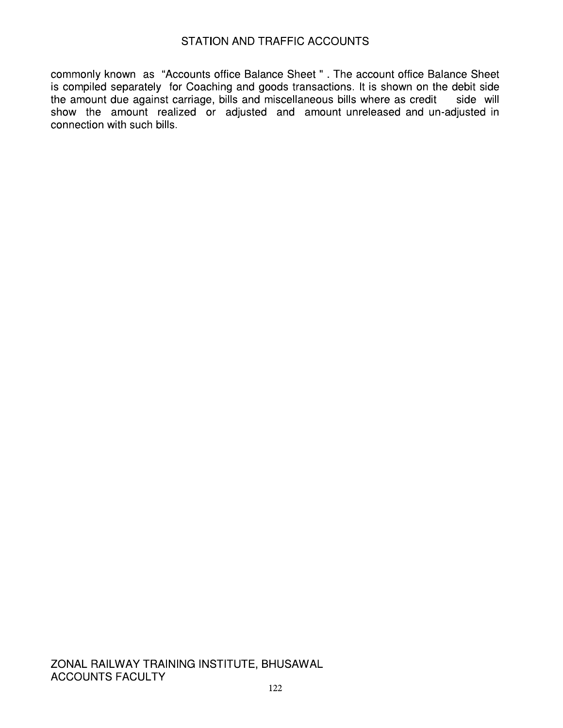commonly known as "Accounts office Balance Sheet " . The account office Balance Sheet is compiled separately for Coaching and goods transactions. It is shown on the debit side the amount due against carriage, bills and miscellaneous bills where as credit side will show the amount realized or adjusted and amount unreleased and un-adjusted in connection with such bills.